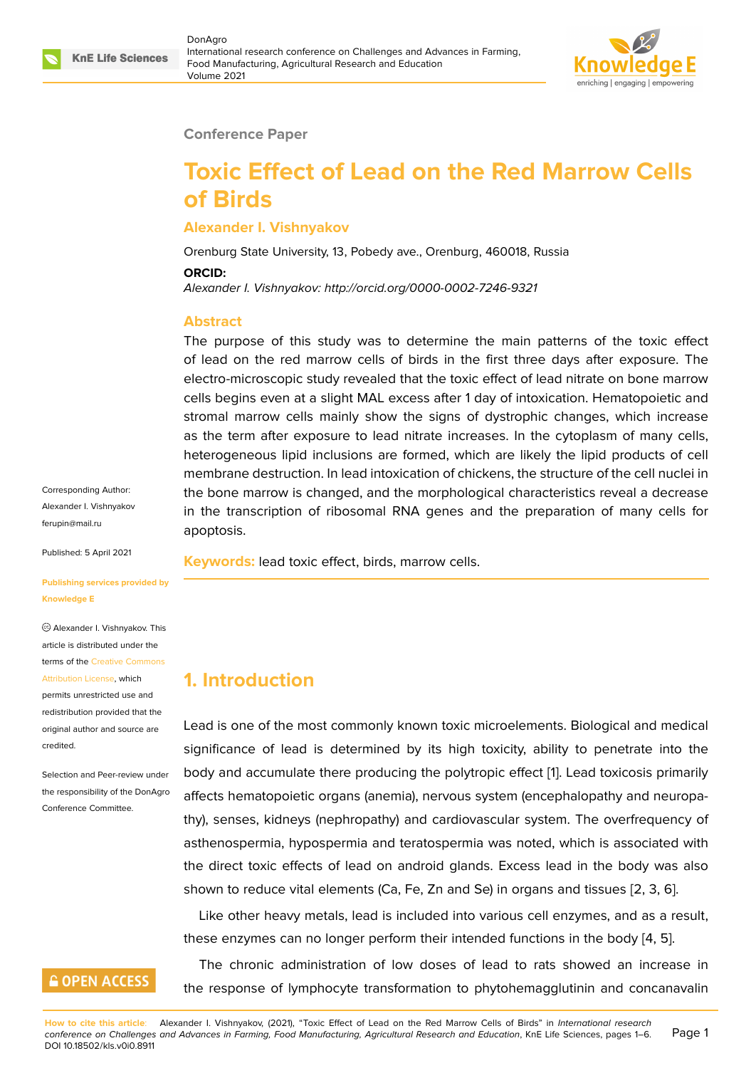Conference Paper

# Toxic Effect of Lead on the Red Marrow Cells of Birds

**Alexander I. Vishnyakov**

Orenburg State University, 13, Pobedy ave., Orenburg, 460018, Russia

**ORCID:**

*Alexander I. Vishnyakov: http://orcid.org/0000-0002-7246-9321*

## Abstract

The purpose of this study was to determine the main patterns of the toxic effect of lead on the red marrow cells of birds in the first three days after exposure. The electro-microscopic study revealed that the toxic effect of lead nitrate on bone marrow cells begins even at a slight MAL excess after 1 day of intoxication. Hematopoietic and stromal marrow cells mainly show the signs of dystrophic changes, which increase as the term after exposure to lead nitrate increases. In the cytoplasm of many cells, heterogeneous lipid inclusions are formed, which are likely the lipid products of cell membrane destruction. In lead intoxication of chickens, the structure of the cell nuclei in the bone marrow is changed, and the morphological characteristics reveal a decrease in the transcription of ribosomal RNA genes and the preparation of many cells for apoptosis.

**Keywords:** lead toxic effect, birds, marrow cells.

Corresponding Author: Alexander I. Vishnyakov ferupin@mail.ru

Published: 5 April 2021

Publishing services provided by Knowledge E

Alexander I. Vishnyakov. This article is distributed under the terms of the Creative Commons Attribution License, which permits unrestricted use and redistribution provided that the original author and source are credited.

Selection and Peer-review under the responsibility of the DonAgro Conference Committee.

## 1. Introduction

Lead is one of the most commonly known toxic microelements. Biological and medical significance of lead is determined by its high toxicity, ability to penetrate into the body and accumulate there producing the polytropic effect [1]. Lead toxicosis primarily affects hematopoietic organs (anemia), nervous system (encephalopathy and neuropathy), senses, kidneys (nephropathy) and cardiovascular system. The overfrequency of asthenospermia, hypospermia and teratospermia was noted, which is associated with the direct toxic effects of lead on android glands. Excess lead in the body was also shown to reduce vital elements (Ca, Fe, Zn and Se) in organs and tissues [2, 3, 6].

Like other heavy metals, lead is included into various cell enzymes, and as a result, these enzymes can no longer perform their intended functions in the body [4, 5].

The chronic administration of low doses of lead to rats showed an increase in the response of lymphocyte transformation to phytohemagglutinin and concanavalin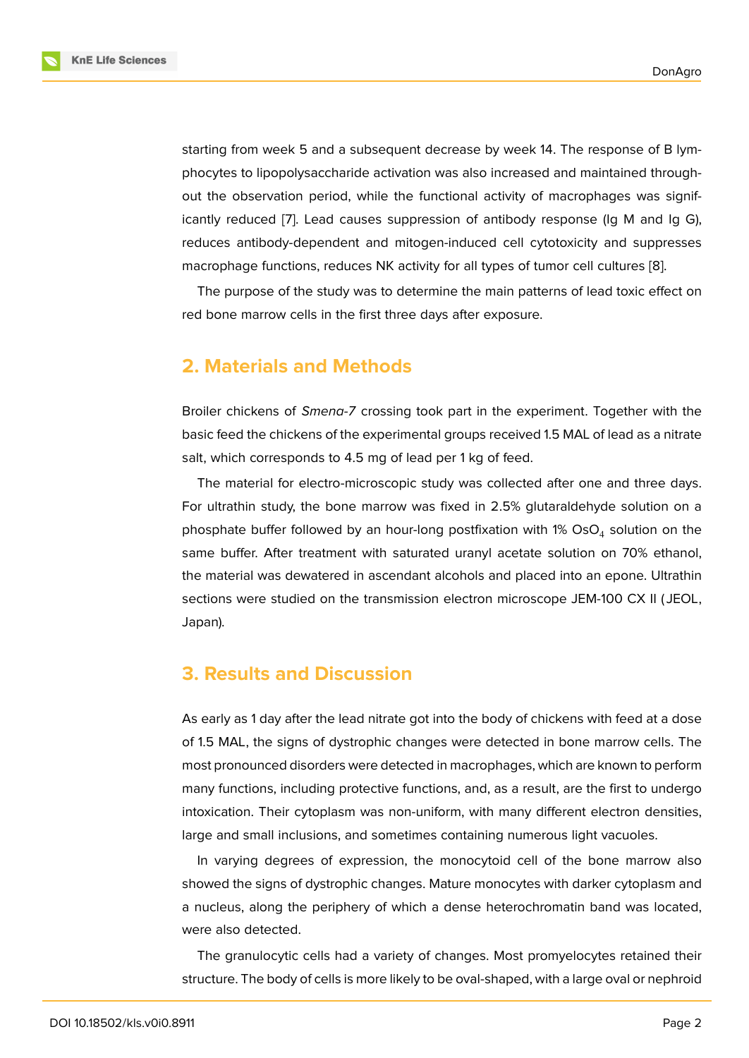starting from week 5 and a subsequent decrease by week 14. The response of B lymphocytes to lipopolysaccharide activation was also increased and maintained throughout the observation period, while the functional activity of macrophages was significantly reduced [7]. Lead causes suppression of antibody response (Ig M and Ig G), reduces antibody-dependent and mitogen-induced cell cytotoxicity and suppresses macrophage functions, reduces NK activity for all types of tumor cell cultures [8].

The purpose of the study was to determine the main patterns of lead toxic effect on red bone marrow cells in the first three days after exposure.

## 2. Materials and Methods

Broiler chickens of *Smena-7* crossing took part in the experiment. Together with the basic feed the chickens of the experimental groups received 1.5 MAL of lead as a nitrate salt, which corresponds to 4.5 mg of lead per 1 kg of feed.

The material for electro-microscopic study was collected after one and three days. For ultrathin study, the bone marrow was fixed in 2.5% glutaraldehyde solution on a phosphate buffer followed by an hour-long postfixation with 1% $OsO_4$ solution on the same buffer. After treatment with saturated uranyl acetate solution on 70% ethanol, the material was dewatered in ascendant alcohols and placed into an epone. Ultrathin sections were studied on the transmission electron microscope JEM-100 CX II (JEOL, Japan).

## 3. Results and Discussion

As early as 1 day after the lead nitrate got into the body of chickens with feed at a dose of 1.5 MAL, the signs of dystrophic changes were detected in bone marrow cells. The most pronounced disorders were detected in macrophages, which are known to perform many functions, including protective functions, and, as a result, are the first to undergo intoxication. Their cytoplasm was non-uniform, with many different electron densities, large and small inclusions, and sometimes containing numerous light vacuoles.

In varying degrees of expression, the monocytoid cell of the bone marrow also showed the signs of dystrophic changes. Mature monocytes with darker cytoplasm and a nucleus, along the periphery of which a dense heterochromatin band was located, were also detected.

The granulocytic cells had a variety of changes. Most promyelocytes retained their structure. The body of cells is more likely to be oval-shaped, with a large oval or nephroid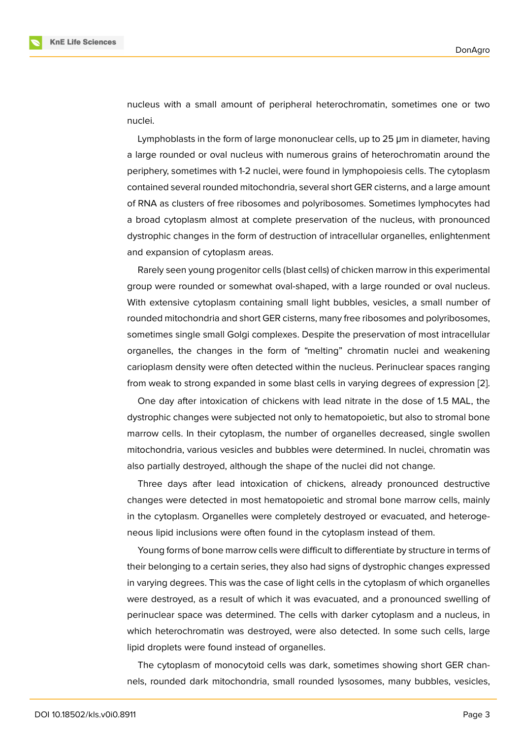nucleus with a small amount of peripheral heterochromatin, sometimes one or two nuclei.

Lymphoblasts in the form of large mononuclear cells, up to 25 μm in diameter, having a large rounded or oval nucleus with numerous grains of heterochromatin around the periphery, sometimes with 1-2 nuclei, were found in lymphopoiesis cells. The cytoplasm contained several rounded mitochondria, several short GER cisterns, and a large amount of RNA as clusters of free ribosomes and polyribosomes. Sometimes lymphocytes had a broad cytoplasm almost at complete preservation of the nucleus, with pronounced dystrophic changes in the form of destruction of intracellular organelles, enlightenment and expansion of cytoplasm areas.

Rarely seen young progenitor cells (blast cells) of chicken marrow in this experimental group were rounded or somewhat oval-shaped, with a large rounded or oval nucleus. With extensive cytoplasm containing small light bubbles, vesicles, a small number of rounded mitochondria and short GER cisterns, many free ribosomes and polyribosomes, sometimes single small Golgi complexes. Despite the preservation of most intracellular organelles, the changes in the form of "melting" chromatin nuclei and weakening carioplasm density were often detected within the nucleus. Perinuclear spaces ranging from weak to strong expanded in some blast cells in varying degrees of expression [2].

One day after intoxication of chickens with lead nitrate in the dose of 1.5 MAL, the dystrophic changes were subjected not only to hematopoietic, but also to stromal bone marrow cells. In their cytoplasm, the number of organelles decreased, single swollen mitochondria, various vesicles and bubbles were determined. In nuclei, chromatin was also partially destroyed, although the shape of the nuclei did not change.

Three days after lead intoxication of chickens, already pronounced destructive changes were detected in most hematopoietic and stromal bone marrow cells, mainly in the cytoplasm. Organelles were completely destroyed or evacuated, and heterogeneous lipid inclusions were often found in the cytoplasm instead of them.

Young forms of bone marrow cells were difficult to differentiate by structure in terms of their belonging to a certain series, they also had signs of dystrophic changes expressed in varying degrees. This was the case of light cells in the cytoplasm of which organelles were destroyed, as a result of which it was evacuated, and a pronounced swelling of perinuclear space was determined. The cells with darker cytoplasm and a nucleus, in which heterochromatin was destroyed, were also detected. In some such cells, large lipid droplets were found instead of organelles.

The cytoplasm of monocytoid cells was dark, sometimes showing short GER channels, rounded dark mitochondria, small rounded lysosomes, many bubbles, vesicles,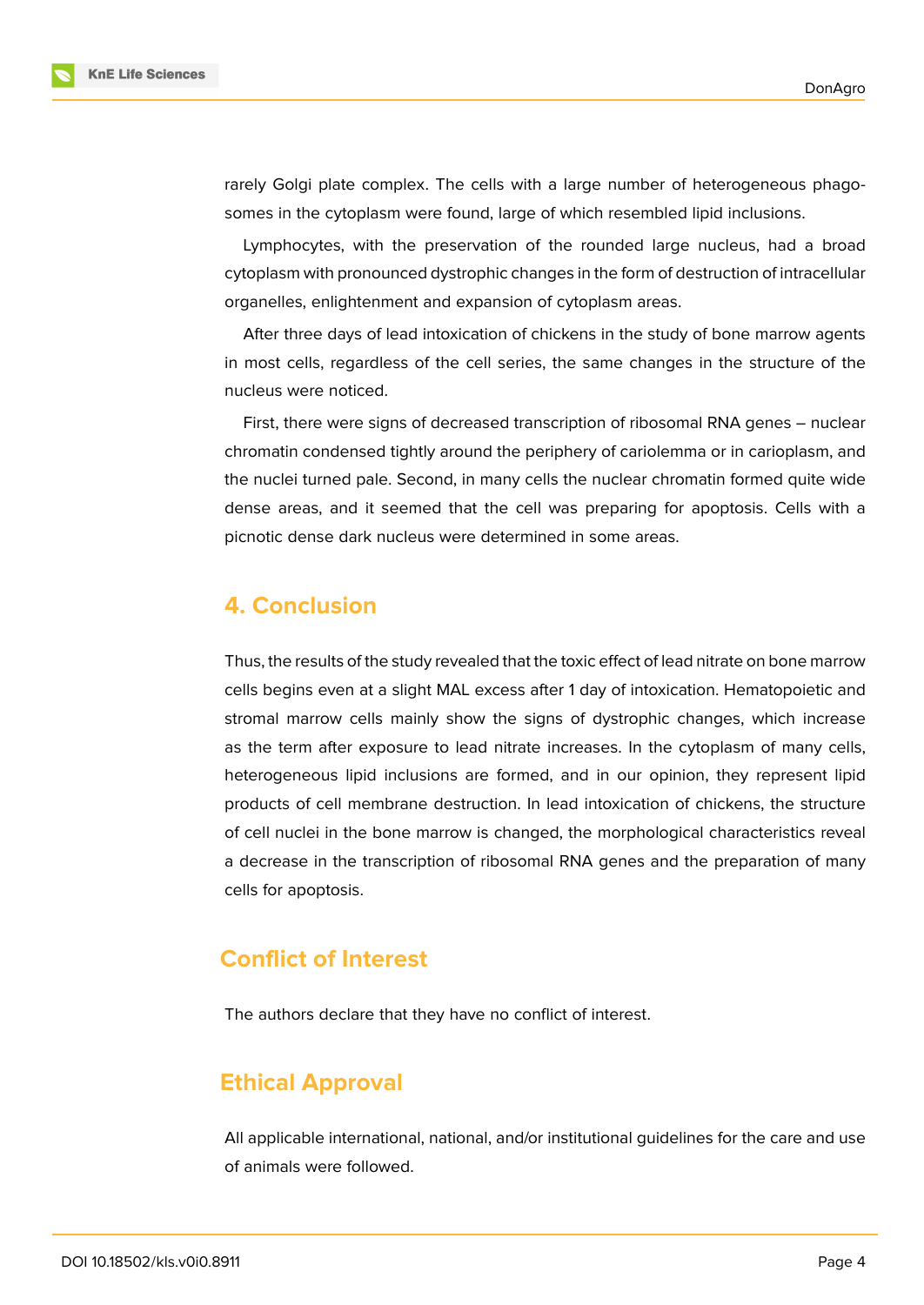rarely Golgi plate complex. The cells with a large number of heterogeneous phagosomes in the cytoplasm were found, large of which resembled lipid inclusions.

Lymphocytes, with the preservation of the rounded large nucleus, had a broad cytoplasm with pronounced dystrophic changes in the form of destruction of intracellular organelles, enlightenment and expansion of cytoplasm areas.

After three days of lead intoxication of chickens in the study of bone marrow agents in most cells, regardless of the cell series, the same changes in the structure of the nucleus were noticed.

First, there were signs of decreased transcription of ribosomal RNA genes – nuclear chromatin condensed tightly around the periphery of cariolemma or in carioplasm, and the nuclei turned pale. Second, in many cells the nuclear chromatin formed quite wide dense areas, and it seemed that the cell was preparing for apoptosis. Cells with a picnotic dense dark nucleus were determined in some areas.

## 4. Conclusion

Thus, the results of the study revealed that the toxic effect of lead nitrate on bone marrow cells begins even at a slight MAL excess after 1 day of intoxication. Hematopoietic and stromal marrow cells mainly show the signs of dystrophic changes, which increase as the term after exposure to lead nitrate increases. In the cytoplasm of many cells, heterogeneous lipid inclusions are formed, and in our opinion, they represent lipid products of cell membrane destruction. In lead intoxication of chickens, the structure of cell nuclei in the bone marrow is changed, the morphological characteristics reveal a decrease in the transcription of ribosomal RNA genes and the preparation of many cells for apoptosis.

## Conflict of Interest

The authors declare that they have no conflict of interest.

## Ethical Approval

All applicable international, national, and/or institutional guidelines for the care and use of animals were followed.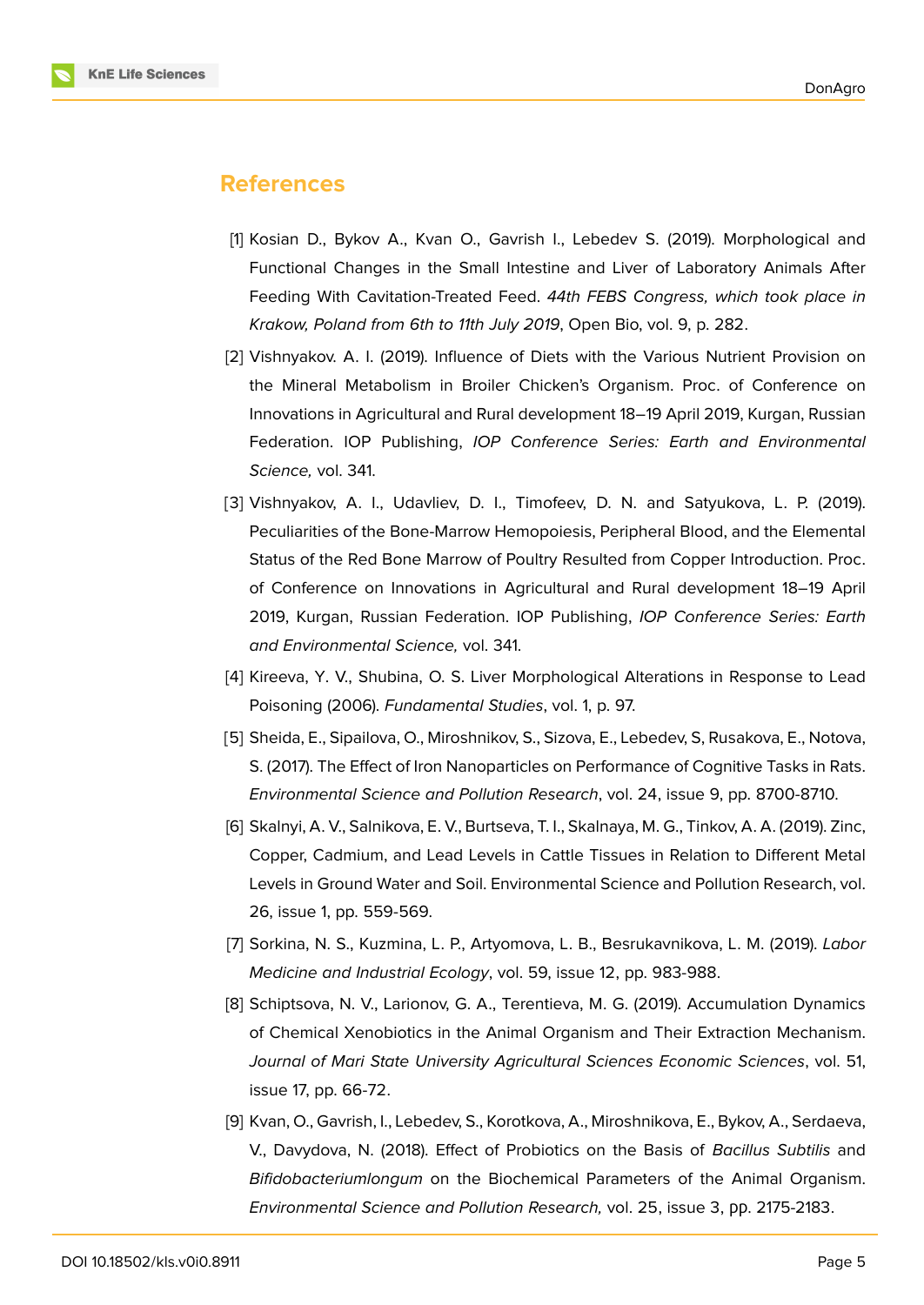## References

[1] Kosian D., Bykov A., Kvan O., Gavrish I., Lebedev S. (2019). Morphological and Functional Changes in the Small Intestine and Liver of Laboratory Animals After Feeding With Cavitation-Treated Feed. *44th FEBS Congress, which took place in Krakow, Poland from 6th to 11th July 2019*, Open Bio, vol. 9, p. 282.

[2] Vishnyakov. A. I. (2019). Influence of Diets with the Various Nutrient Provision on the Mineral Metabolism in Broiler Chicken's Organism. Proc. of Conference on Innovations in Agricultural and Rural development 18–19 April 2019, Kurgan, Russian Federation. IOP Publishing, *IOP Conference Series: Earth and Environmental Science,* vol. 341.

[3] Vishnyakov, A. I., Udavliev, D. I., Timofeev, D. N. and Satyukova, L. P. (2019). Peculiarities of the Bone-Marrow Hemopoiesis, Peripheral Blood, and the Elemental Status of the Red Bone Marrow of Poultry Resulted from Copper Introduction. Proc. of Conference on Innovations in Agricultural and Rural development 18–19 April 2019, Kurgan, Russian Federation. IOP Publishing, *IOP Conference Series: Earth and Environmental Science,* vol. 341.

[4] Kireeva, Y. V., Shubina, O. S. Liver Morphological Alterations in Response to Lead Poisoning (2006). *Fundamental Studies*, vol. 1, p. 97.

[5] Sheida, E., Sipailova, O., Miroshnikov, S., Sizova, E., Lebedev, S, Rusakova, E., Notova, S. (2017). The Effect of Iron Nanoparticles on Performance of Cognitive Tasks in Rats. *Environmental Science and Pollution Research*, vol. 24, issue 9, pp. 8700-8710.

[6] Skalnyi, A. V., Salnikova, E. V., Burtseva, T. I., Skalnaya, M. G., Tinkov, A. A. (2019). Zinc, Copper, Cadmium, and Lead Levels in Cattle Tissues in Relation to Different Metal Levels in Ground Water and Soil. Environmental Science and Pollution Research, vol. 26, issue 1, pp. 559-569.

[7] Sorkina, N. S., Kuzmina, L. P., Artyomova, L. B., Besrukavnikova, L. M. (2019). *Labor Medicine and Industrial Ecology*, vol. 59, issue 12, pp. 983-988.

[8] Schiptsova, N. V., Larionov, G. A., Terentieva, M. G. (2019). Accumulation Dynamics of Chemical Xenobiotics in the Animal Organism and Their Extraction Mechanism. *Journal of Mari State University Agricultural Sciences Economic Sciences*, vol. 51, issue 17, pp. 66-72.

[9] Kvan, O., Gavrish, I., Lebedev, S., Korotkova, A., Miroshnikova, E., Bykov, A., Serdaeva, V., Davydova, N. (2018). Effect of Probiotics on the Basis of *Bacillus Subtilis* and *Bifidobacteriumlongum* on the Biochemical Parameters of the Animal Organism. *Environmental Science and Pollution Research,* vol. 25, issue 3, pp. 2175-2183.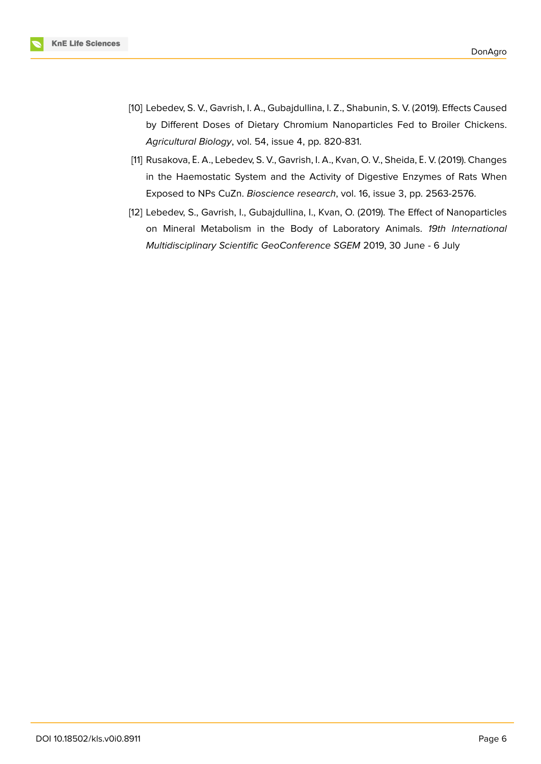[10] Lebedev, S. V., Gavrish, I. A., Gubajdullina, I. Z., Shabunin, S. V. (2019). Effects Caused by Different Doses of Dietary Chromium Nanoparticles Fed to Broiler Chickens. *Agricultural Biology*, vol. 54, issue 4, pp. 820-831.

[11] Rusakova, E. A., Lebedev, S. V., Gavrish, I. A., Kvan, O. V., Sheida, E. V. (2019). Changes in the Haemostatic System and the Activity of Digestive Enzymes of Rats When Exposed to NPs CuZn. *Bioscience research*, vol. 16, issue 3, pp. 2563-2576.

[12] Lebedev, S., Gavrish, I., Gubajdullina, I., Kvan, O. (2019). The Effect of Nanoparticles on Mineral Metabolism in the Body of Laboratory Animals. *19th International Multidisciplinary Scientific GeoConference SGEM* 2019, 30 June - 6 July